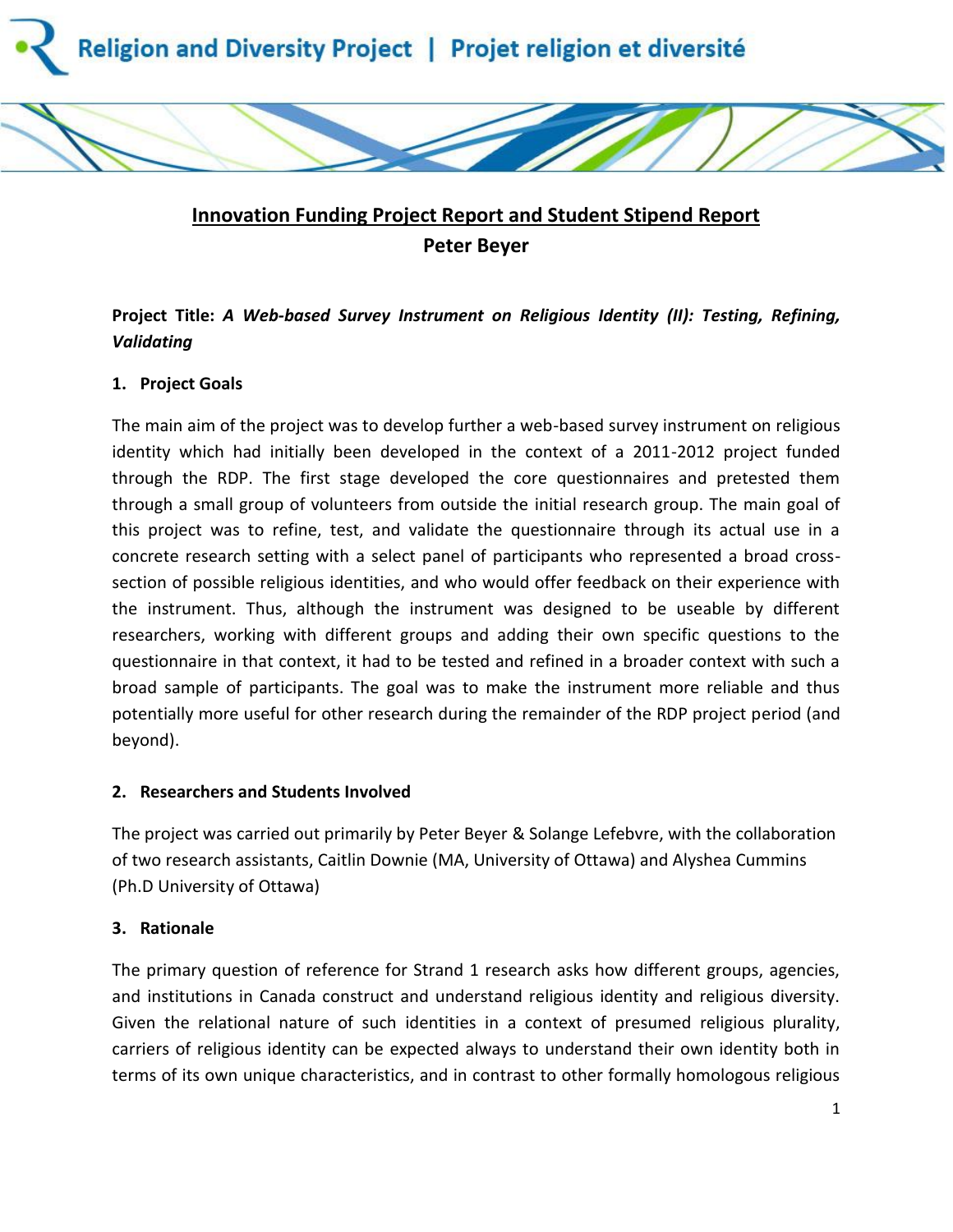Religion and Diversity Project | Projet religion et diversité

# Innovation Funding Project Report and Student Stipend Report

**Peter Beyer**

**Project Title:** ***A Web-based Survey Instrument on Religious Identity (II): Testing, Refining, Validating***

## 1. Project Goals

The main aim of the project was to develop further a web-based survey instrument on religious identity which had initially been developed in the context of a 2011-2012 project funded through the RDP. The first stage developed the core questionnaires and pretested them through a small group of volunteers from outside the initial research group. The main goal of this project was to refine, test, and validate the questionnaire through its actual use in a concrete research setting with a select panel of participants who represented a broad cross-section of possible religious identities, and who would offer feedback on their experience with the instrument. Thus, although the instrument was designed to be useable by different researchers, working with different groups and adding their own specific questions to the questionnaire in that context, it had to be tested and refined in a broader context with such a broad sample of participants. The goal was to make the instrument more reliable and thus potentially more useful for other research during the remainder of the RDP project period (and beyond).

## 2. Researchers and Students Involved

The project was carried out primarily by Peter Beyer & Solange Lefebvre, with the collaboration of two research assistants, Caitlin Downie (MA, University of Ottawa) and Alyshea Cummins (Ph.D University of Ottawa)

## 3. Rationale

The primary question of reference for Strand 1 research asks how different groups, agencies, and institutions in Canada construct and understand religious identity and religious diversity. Given the relational nature of such identities in a context of presumed religious plurality, carriers of religious identity can be expected always to understand their own identity both in terms of its own unique characteristics, and in contrast to other formally homologous religious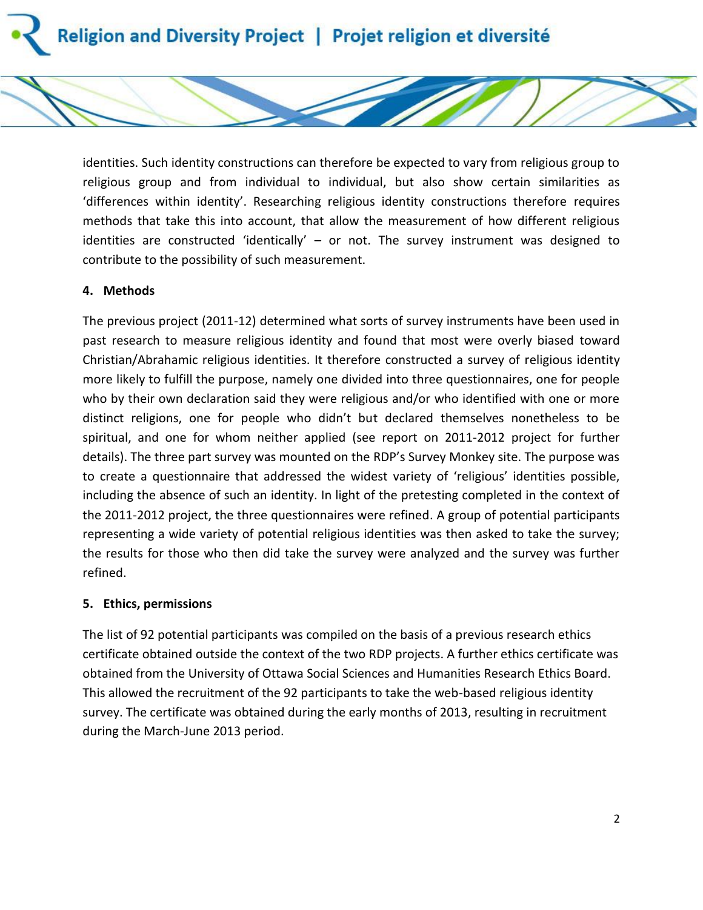identities. Such identity constructions can therefore be expected to vary from religious group to religious group and from individual to individual, but also show certain similarities as 'differences within identity'. Researching religious identity constructions therefore requires methods that take this into account, that allow the measurement of how different religious identities are constructed 'identically' – or not. The survey instrument was designed to contribute to the possibility of such measurement.

**4. Methods**

The previous project (2011-12) determined what sorts of survey instruments have been used in past research to measure religious identity and found that most were overly biased toward Christian/Abrahamic religious identities. It therefore constructed a survey of religious identity more likely to fulfill the purpose, namely one divided into three questionnaires, one for people who by their own declaration said they were religious and/or who identified with one or more distinct religions, one for people who didn't but declared themselves nonetheless to be spiritual, and one for whom neither applied (see report on 2011-2012 project for further details). The three part survey was mounted on the RDP's Survey Monkey site. The purpose was to create a questionnaire that addressed the widest variety of 'religious' identities possible, including the absence of such an identity. In light of the pretesting completed in the context of the 2011-2012 project, the three questionnaires were refined. A group of potential participants representing a wide variety of potential religious identities was then asked to take the survey; the results for those who then did take the survey were analyzed and the survey was further refined.

**5. Ethics, permissions**

The list of 92 potential participants was compiled on the basis of a previous research ethics certificate obtained outside the context of the two RDP projects. A further ethics certificate was obtained from the University of Ottawa Social Sciences and Humanities Research Ethics Board. This allowed the recruitment of the 92 participants to take the web-based religious identity survey. The certificate was obtained during the early months of 2013, resulting in recruitment during the March-June 2013 period.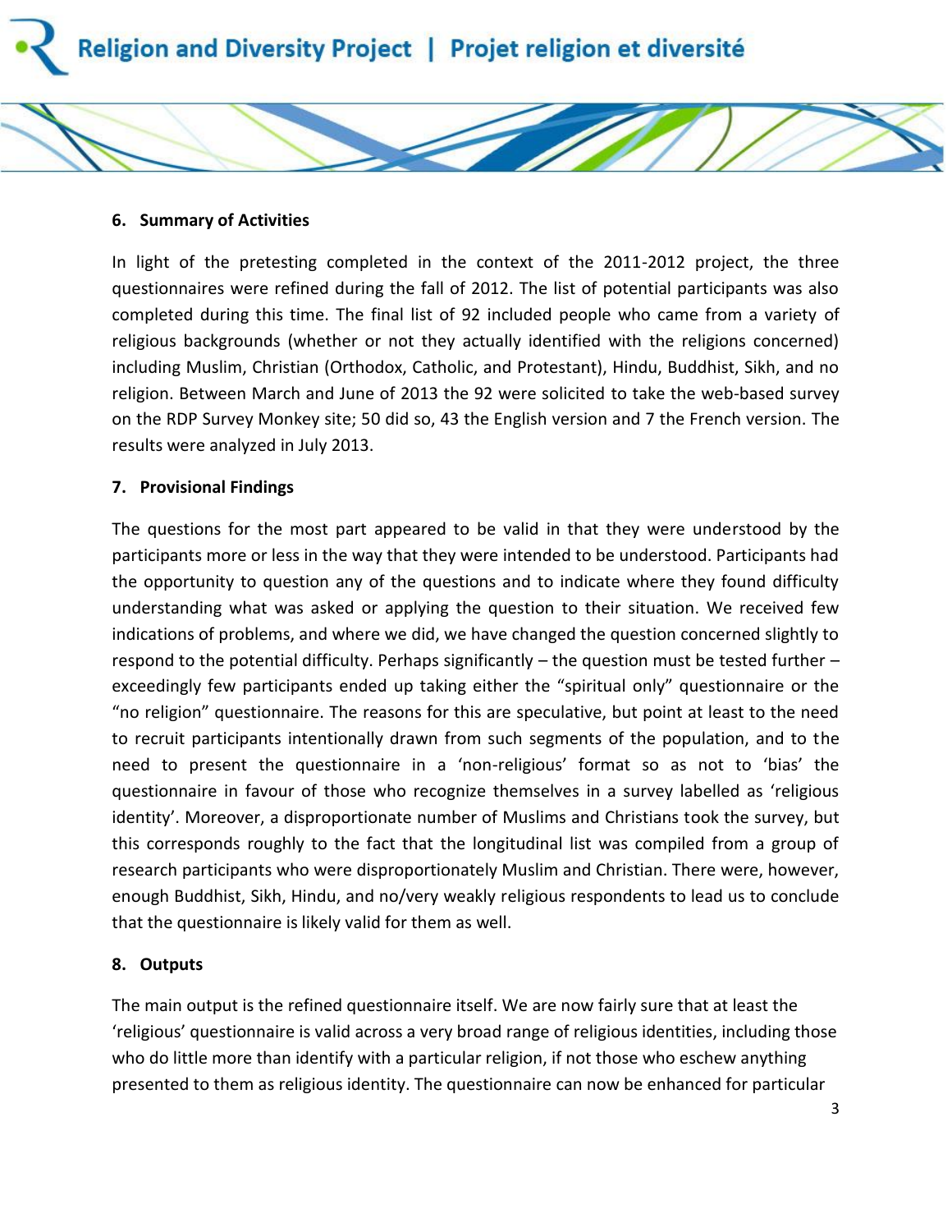## 6. Summary of Activities

In light of the pretesting completed in the context of the 2011-2012 project, the three questionnaires were refined during the fall of 2012. The list of potential participants was also completed during this time. The final list of 92 included people who came from a variety of religious backgrounds (whether or not they actually identified with the religions concerned) including Muslim, Christian (Orthodox, Catholic, and Protestant), Hindu, Buddhist, Sikh, and no religion. Between March and June of 2013 the 92 were solicited to take the web-based survey on the RDP Survey Monkey site; 50 did so, 43 the English version and 7 the French version. The results were analyzed in July 2013.

## 7. Provisional Findings

The questions for the most part appeared to be valid in that they were understood by the participants more or less in the way that they were intended to be understood. Participants had the opportunity to question any of the questions and to indicate where they found difficulty understanding what was asked or applying the question to their situation. We received few indications of problems, and where we did, we have changed the question concerned slightly to respond to the potential difficulty. Perhaps significantly – the question must be tested further – exceedingly few participants ended up taking either the "spiritual only" questionnaire or the "no religion" questionnaire. The reasons for this are speculative, but point at least to the need to recruit participants intentionally drawn from such segments of the population, and to the need to present the questionnaire in a 'non-religious' format so as not to 'bias' the questionnaire in favour of those who recognize themselves in a survey labelled as 'religious identity'. Moreover, a disproportionate number of Muslims and Christians took the survey, but this corresponds roughly to the fact that the longitudinal list was compiled from a group of research participants who were disproportionately Muslim and Christian. There were, however, enough Buddhist, Sikh, Hindu, and no/very weakly religious respondents to lead us to conclude that the questionnaire is likely valid for them as well.

## 8. Outputs

The main output is the refined questionnaire itself. We are now fairly sure that at least the 'religious' questionnaire is valid across a very broad range of religious identities, including those who do little more than identify with a particular religion, if not those who eschew anything presented to them as religious identity. The questionnaire can now be enhanced for particular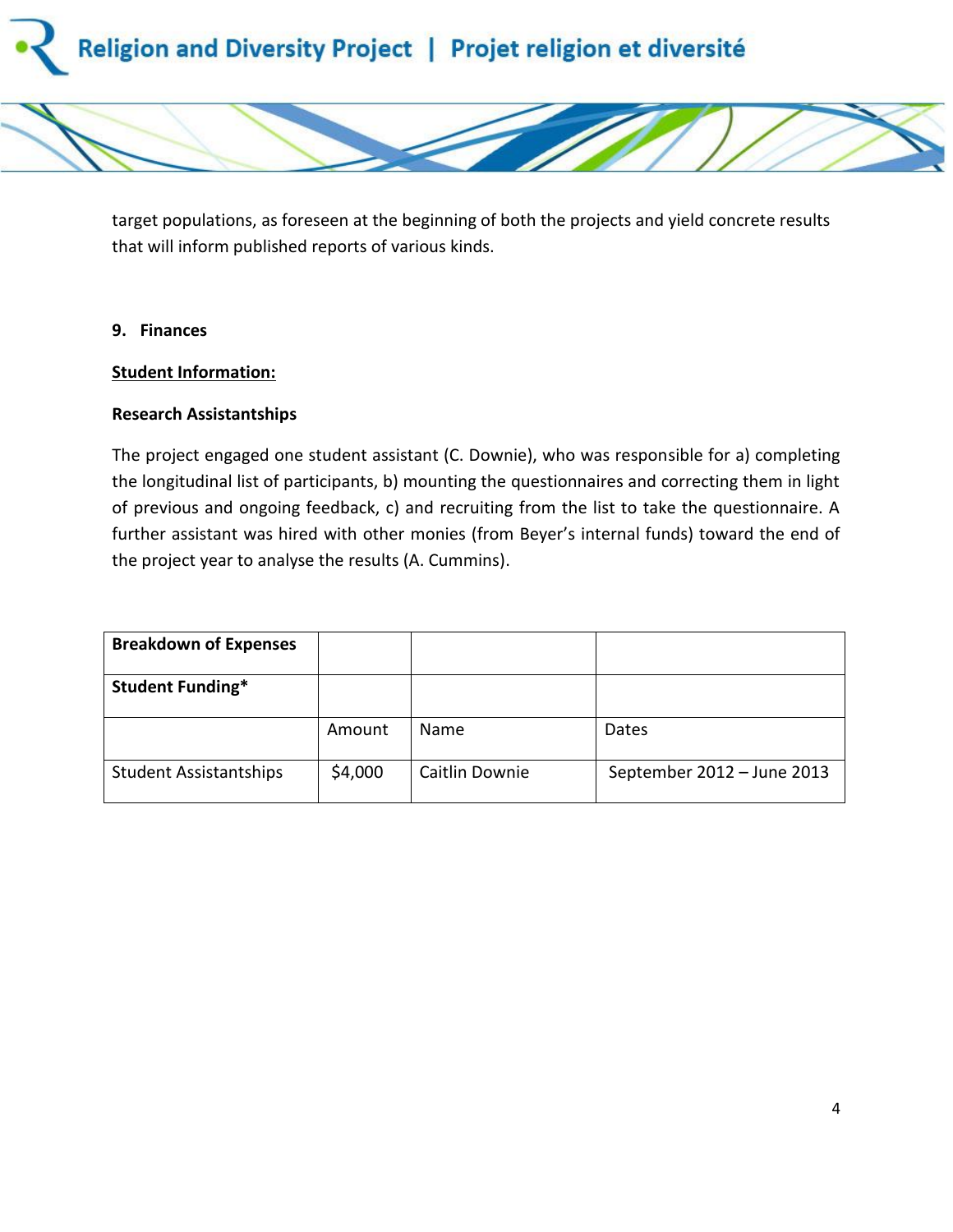target populations, as foreseen at the beginning of both the projects and yield concrete results that will inform published reports of various kinds.

## 9. Finances

**Student Information:**

### Research Assistantships

The project engaged one student assistant (C. Downie), who was responsible for a) completing the longitudinal list of participants, b) mounting the questionnaires and correcting them in light of previous and ongoing feedback, c) and recruiting from the list to take the questionnaire. A further assistant was hired with other monies (from Beyer's internal funds) toward the end of the project year to analyse the results (A. Cummins).

| **Breakdown of Expenses** | | | |
|---|---|---|---|
| **Student Funding*** | | | |
| | Amount | Name | Dates |
| Student Assistantships | $4,000 | Caitlin Downie | September 2012 – June 2013 |